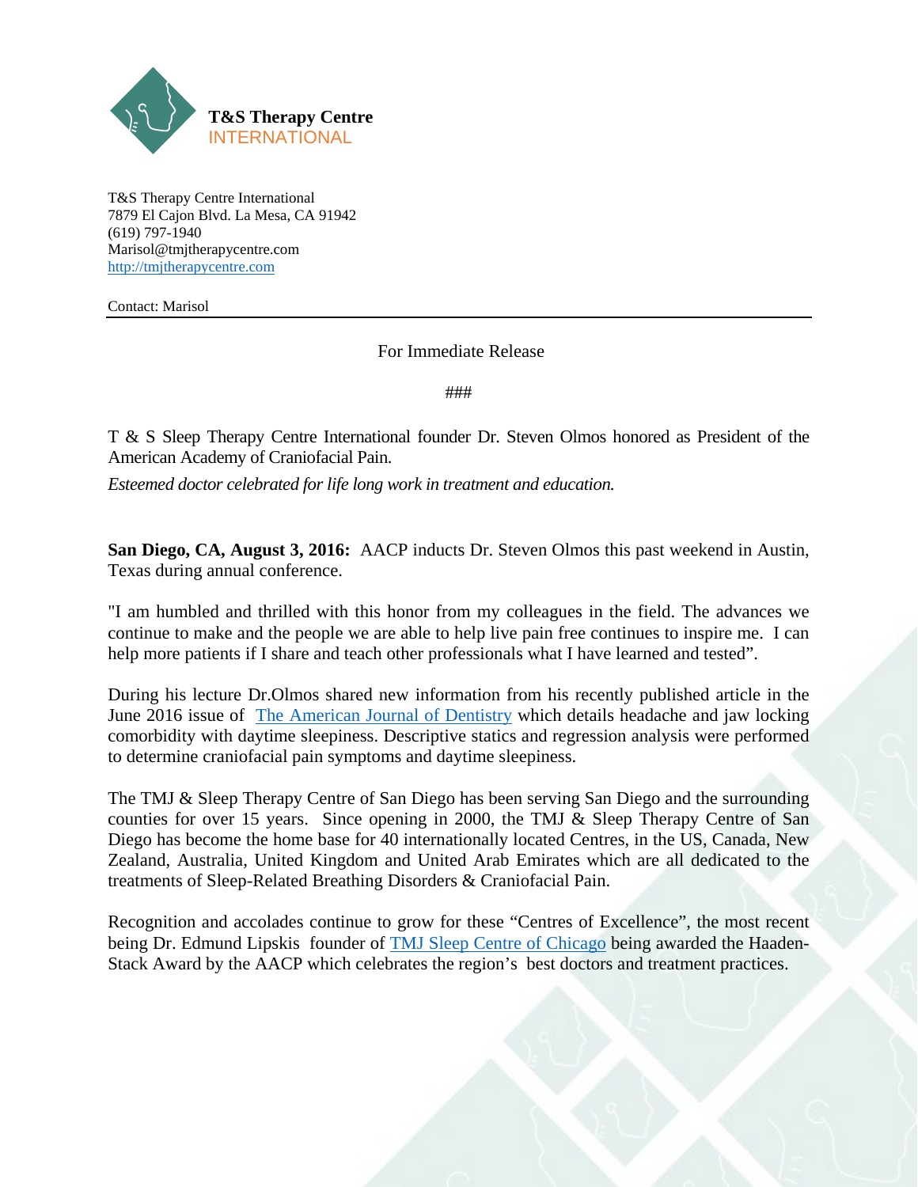**T&S Therapy Centre**
INTERNATIONAL

T&S Therapy Centre International
7879 El Cajon Blvd. La Mesa, CA 91942
(619) 797-1940
Marisol@tmjtherapycentre.com
http://tmjtherapycentre.com

Contact: Marisol

---

For Immediate Release

###

T & S Sleep Therapy Centre International founder Dr. Steven Olmos honored as President of the American Academy of Craniofacial Pain.

*Esteemed doctor celebrated for life long work in treatment and education.*

**San Diego, CA, August 3, 2016:** AACP inducts Dr. Steven Olmos this past weekend in Austin, Texas during annual conference.

"I am humbled and thrilled with this honor from my colleagues in the field. The advances we continue to make and the people we are able to help live pain free continues to inspire me. I can help more patients if I share and teach other professionals what I have learned and tested".

During his lecture Dr.Olmos shared new information from his recently published article in the June 2016 issue of The American Journal of Dentistry which details headache and jaw locking comorbidity with daytime sleepiness. Descriptive statics and regression analysis were performed to determine craniofacial pain symptoms and daytime sleepiness.

The TMJ & Sleep Therapy Centre of San Diego has been serving San Diego and the surrounding counties for over 15 years. Since opening in 2000, the TMJ & Sleep Therapy Centre of San Diego has become the home base for 40 internationally located Centres, in the US, Canada, New Zealand, Australia, United Kingdom and United Arab Emirates which are all dedicated to the treatments of Sleep-Related Breathing Disorders & Craniofacial Pain.

Recognition and accolades continue to grow for these "Centres of Excellence", the most recent being Dr. Edmund Lipskis founder of TMJ Sleep Centre of Chicago being awarded the Haaden-Stack Award by the AACP which celebrates the region's best doctors and treatment practices.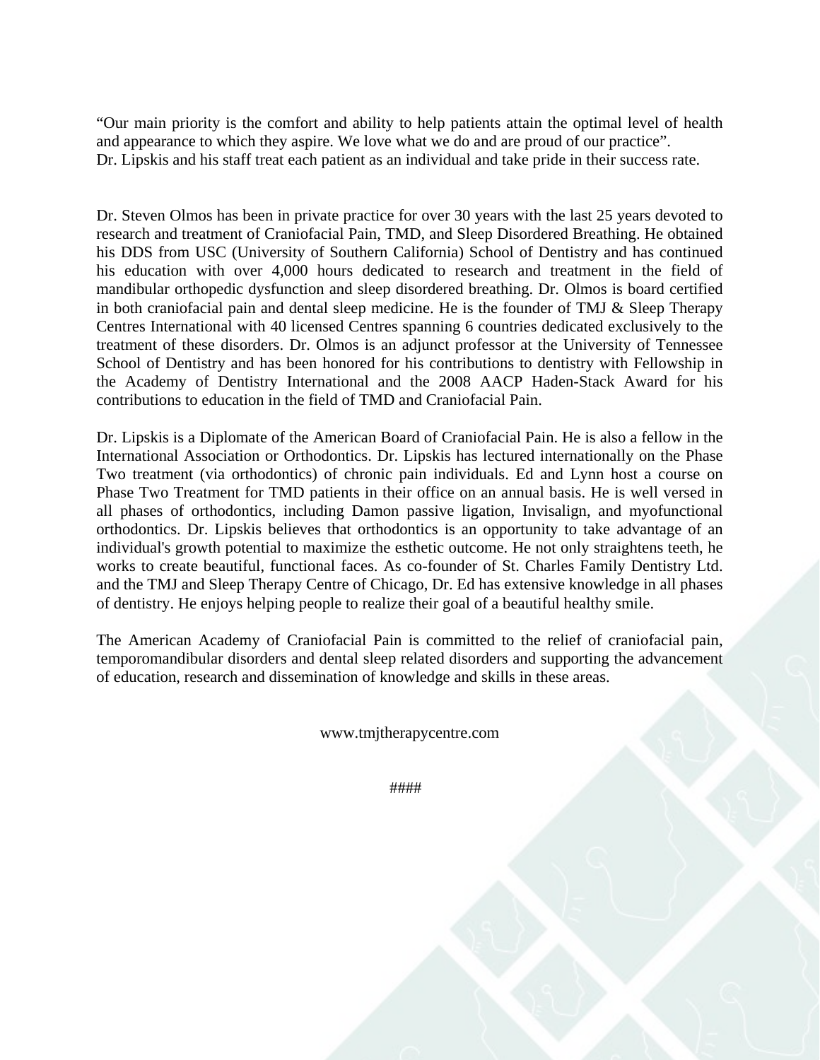“Our main priority is the comfort and ability to help patients attain the optimal level of health and appearance to which they aspire. We love what we do and are proud of our practice”.
Dr. Lipskis and his staff treat each patient as an individual and take pride in their success rate.

Dr. Steven Olmos has been in private practice for over 30 years with the last 25 years devoted to research and treatment of Craniofacial Pain, TMD, and Sleep Disordered Breathing. He obtained his DDS from USC (University of Southern California) School of Dentistry and has continued his education with over 4,000 hours dedicated to research and treatment in the field of mandibular orthopedic dysfunction and sleep disordered breathing. Dr. Olmos is board certified in both craniofacial pain and dental sleep medicine. He is the founder of TMJ & Sleep Therapy Centres International with 40 licensed Centres spanning 6 countries dedicated exclusively to the treatment of these disorders. Dr. Olmos is an adjunct professor at the University of Tennessee School of Dentistry and has been honored for his contributions to dentistry with Fellowship in the Academy of Dentistry International and the 2008 AACP Haden-Stack Award for his contributions to education in the field of TMD and Craniofacial Pain.

Dr. Lipskis is a Diplomate of the American Board of Craniofacial Pain. He is also a fellow in the International Association or Orthodontics. Dr. Lipskis has lectured internationally on the Phase Two treatment (via orthodontics) of chronic pain individuals. Ed and Lynn host a course on Phase Two Treatment for TMD patients in their office on an annual basis. He is well versed in all phases of orthodontics, including Damon passive ligation, Invisalign, and myofunctional orthodontics. Dr. Lipskis believes that orthodontics is an opportunity to take advantage of an individual's growth potential to maximize the esthetic outcome. He not only straightens teeth, he works to create beautiful, functional faces. As co-founder of St. Charles Family Dentistry Ltd. and the TMJ and Sleep Therapy Centre of Chicago, Dr. Ed has extensive knowledge in all phases of dentistry. He enjoys helping people to realize their goal of a beautiful healthy smile.

The American Academy of Craniofacial Pain is committed to the relief of craniofacial pain, temporomandibular disorders and dental sleep related disorders and supporting the advancement of education, research and dissemination of knowledge and skills in these areas.

www.tmjtherapycentre.com

####